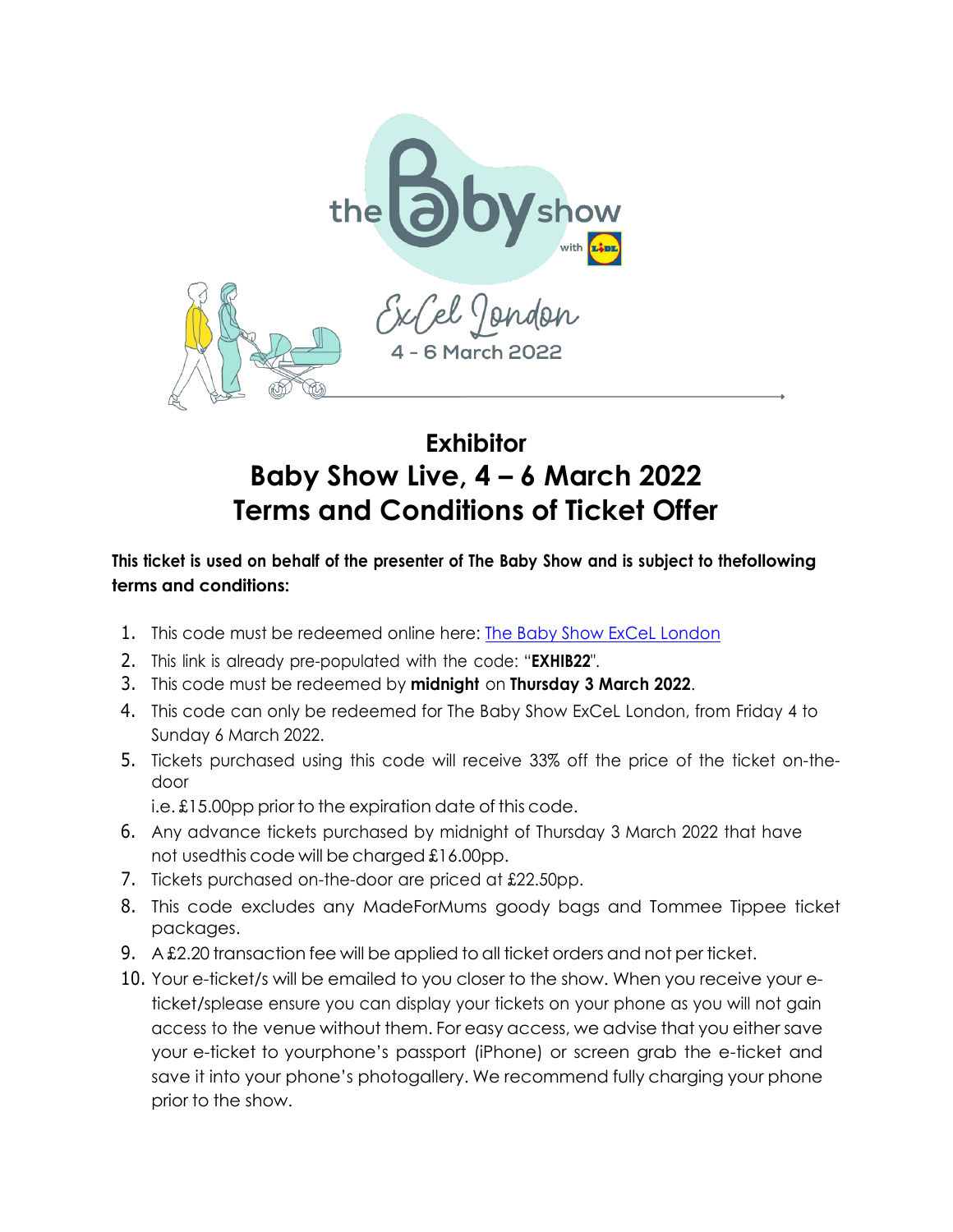# Exhibitor

# Baby Show Live, 4 – 6 March 2022
# Terms and Conditions of Ticket Offer

**This ticket is used on behalf of the presenter of The Baby Show and is subject to thefollowing terms and conditions:**

1. This code must be redeemed online here: [The Baby Show ExCeL London]()
2. This link is already pre-populated with the code: "**EXHIB22**".
3. This code must be redeemed by **midnight** on **Thursday 3 March 2022**.
4. This code can only be redeemed for The Baby Show ExCeL London, from Friday 4 to Sunday 6 March 2022.
5. Tickets purchased using this code will receive 33% off the price of the ticket on-the-door
   i.e. £15.00pp prior to the expiration date of this code.
6. Any advance tickets purchased by midnight of Thursday 3 March 2022 that have not usedthis code will be charged £16.00pp.
7. Tickets purchased on-the-door are priced at £22.50pp.
8. This code excludes any MadeForMums goody bags and Tommee Tippee ticket packages.
9. A £2.20 transaction fee will be applied to all ticket orders and not per ticket.
10. Your e-ticket/s will be emailed to you closer to the show. When you receive your e-ticket/splease ensure you can display your tickets on your phone as you will not gain access to the venue without them. For easy access, we advise that you either save your e-ticket to yourphone's passport (iPhone) or screen grab the e-ticket and save it into your phone's photogallery. We recommend fully charging your phone prior to the show.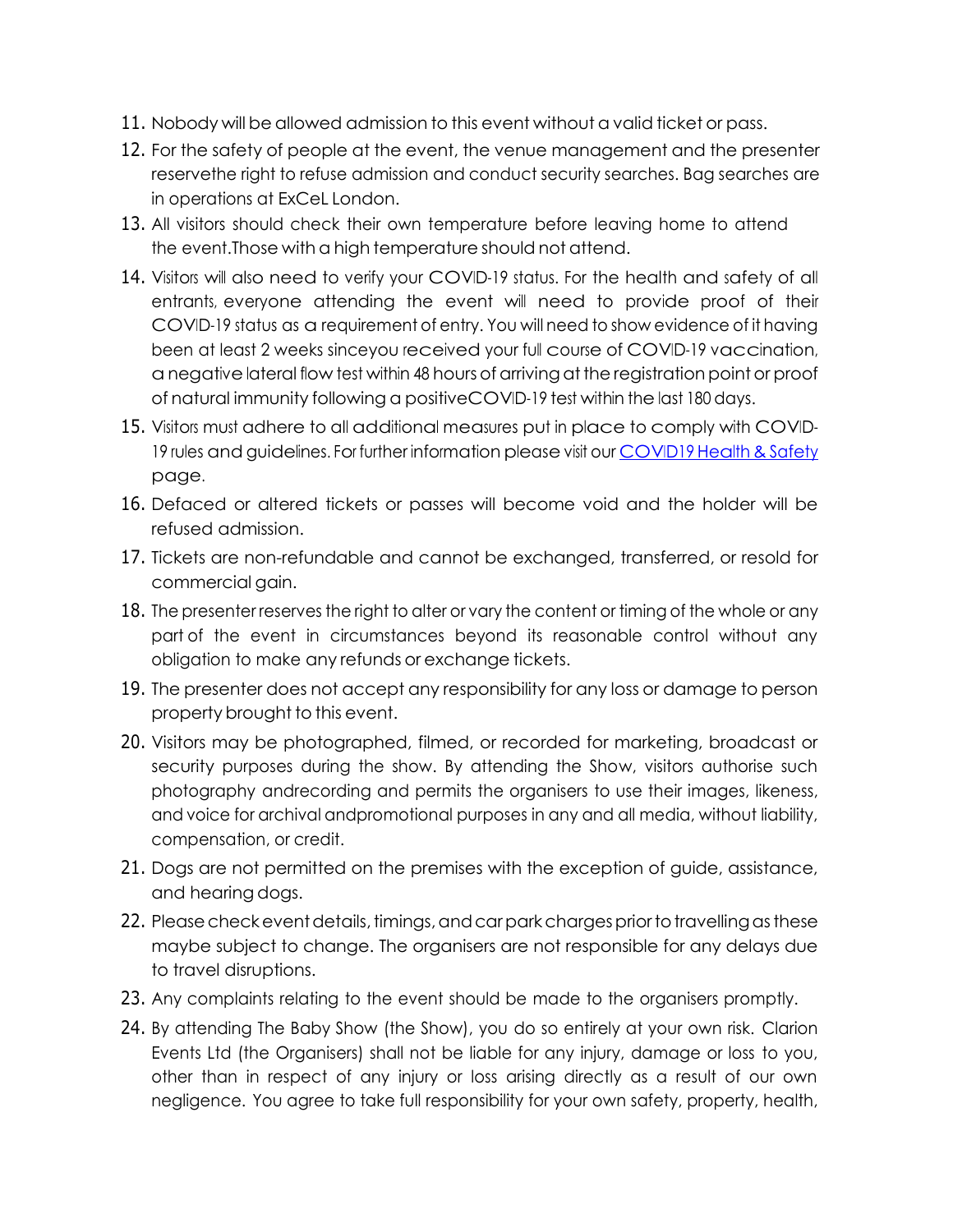11. Nobody will be allowed admission to this event without a valid ticket or pass.
12. For the safety of people at the event, the venue management and the presenter reservethe right to refuse admission and conduct security searches. Bag searches are in operations at ExCeL London.
13. All visitors should check their own temperature before leaving home to attend the event.Those with a high temperature should not attend.
14. Visitors will also need to verify your COVID-19 status. For the health and safety of all entrants, everyone attending the event will need to provide proof of their COVID-19 status as a requirement of entry. You will need to show evidence of it having been at least 2 weeks sinceyou received your full course of COVID-19 vaccination, a negative lateral flow test within 48 hours of arriving at the registration point or proof of natural immunity following a positiveCOVID-19 test within the last 180 days.
15. Visitors must adhere to all additional measures put in place to comply with COVID-19 rules and guidelines. For further information please visit our [COVID19 Health & Safety] page.
16. Defaced or altered tickets or passes will become void and the holder will be refused admission.
17. Tickets are non-refundable and cannot be exchanged, transferred, or resold for commercial gain.
18. The presenter reserves the right to alter or vary the content or timing of the whole or any part of the event in circumstances beyond its reasonable control without any obligation to make any refunds or exchange tickets.
19. The presenter does not accept any responsibility for any loss or damage to person property brought to this event.
20. Visitors may be photographed, filmed, or recorded for marketing, broadcast or security purposes during the show. By attending the Show, visitors authorise such photography andrecording and permits the organisers to use their images, likeness, and voice for archival andpromotional purposes in any and all media, without liability, compensation, or credit.
21. Dogs are not permitted on the premises with the exception of guide, assistance, and hearing dogs.
22. Please check event details, timings, and car park charges prior to travelling as these maybe subject to change. The organisers are not responsible for any delays due to travel disruptions.
23. Any complaints relating to the event should be made to the organisers promptly.
24. By attending The Baby Show (the Show), you do so entirely at your own risk. Clarion Events Ltd (the Organisers) shall not be liable for any injury, damage or loss to you, other than in respect of any injury or loss arising directly as a result of our own negligence. You agree to take full responsibility for your own safety, property, health,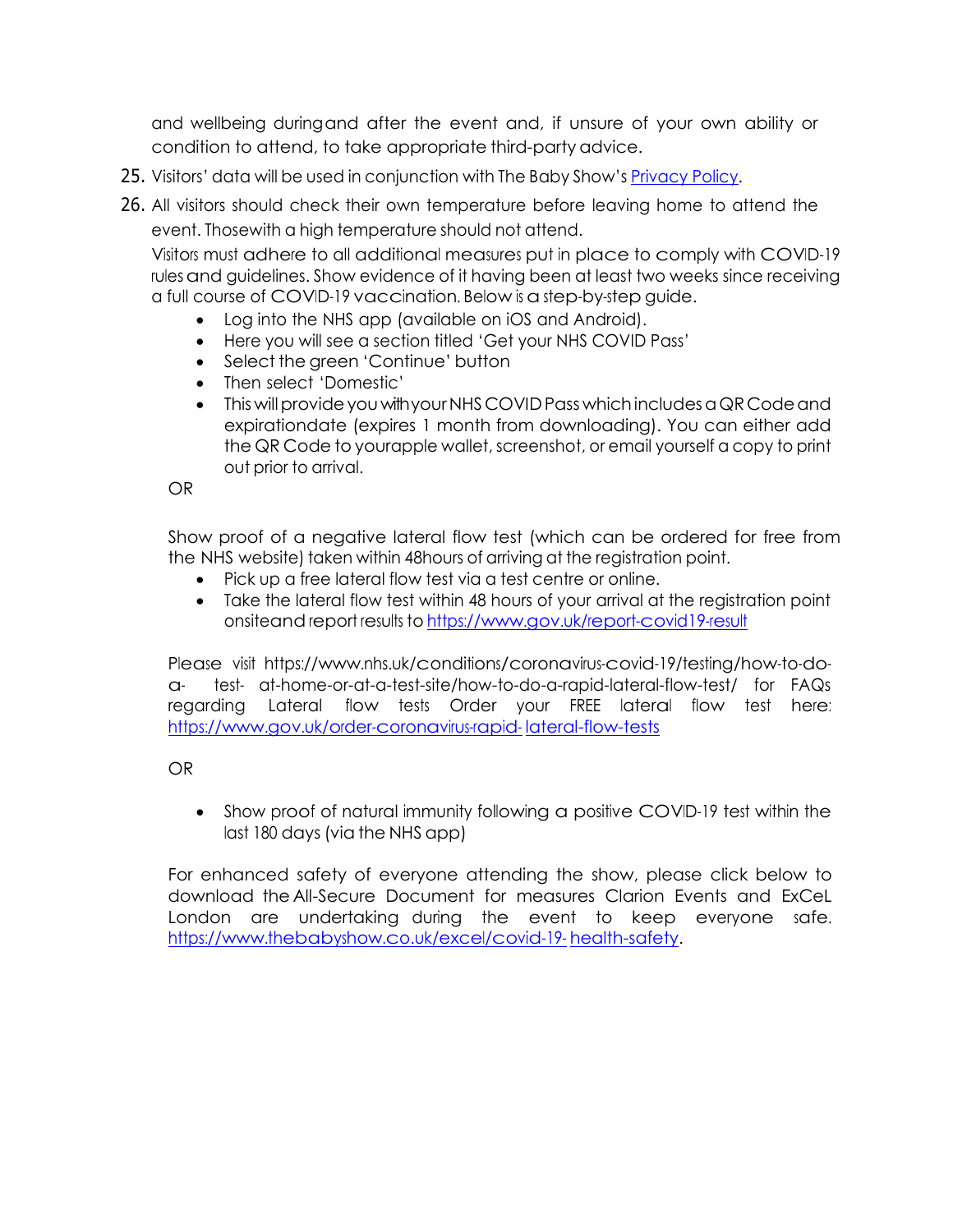and wellbeing during and after the event and, if unsure of your own ability or condition to attend, to take appropriate third-party advice.

25. Visitors' data will be used in conjunction with The Baby Show's [Privacy Policy](#).
26. All visitors should check their own temperature before leaving home to attend the event. Those with a high temperature should not attend.

    Visitors must adhere to all additional measures put in place to comply with COVID-19 rules and guidelines. Show evidence of it having been at least two weeks since receiving a full course of COVID-19 vaccination. Below is a step-by-step guide.

    - Log into the NHS app (available on iOS and Android).
    - Here you will see a section titled 'Get your NHS COVID Pass'
    - Select the green 'Continue' button
    - Then select 'Domestic'
    - This will provide you with your NHS COVID Pass which includes a QR Code and expiration date (expires 1 month from downloading). You can either add the QR Code to your apple wallet, screenshot, or email yourself a copy to print out prior to arrival.

    OR

    Show proof of a negative lateral flow test (which can be ordered for free from the NHS website) taken within 48 hours of arriving at the registration point.

    - Pick up a free lateral flow test via a test centre or online.
    - Take the lateral flow test within 48 hours of your arrival at the registration point onsite and report results to https://www.gov.uk/report-covid19-result

    Please visit https://www.nhs.uk/conditions/coronavirus-covid-19/testing/how-to-do-a- test- at-home-or-at-a-test-site/how-to-do-a-rapid-lateral-flow-test/ for FAQs regarding Lateral flow tests Order your FREE lateral flow test here: https://www.gov.uk/order-coronavirus-rapid- lateral-flow-tests

    OR

    - Show proof of natural immunity following a positive COVID-19 test within the last 180 days (via the NHS app)

    For enhanced safety of everyone attending the show, please click below to download the All-Secure Document for measures Clarion Events and ExCeL London are undertaking during the event to keep everyone safe. https://www.thebabyshow.co.uk/excel/covid-19- health-safety.